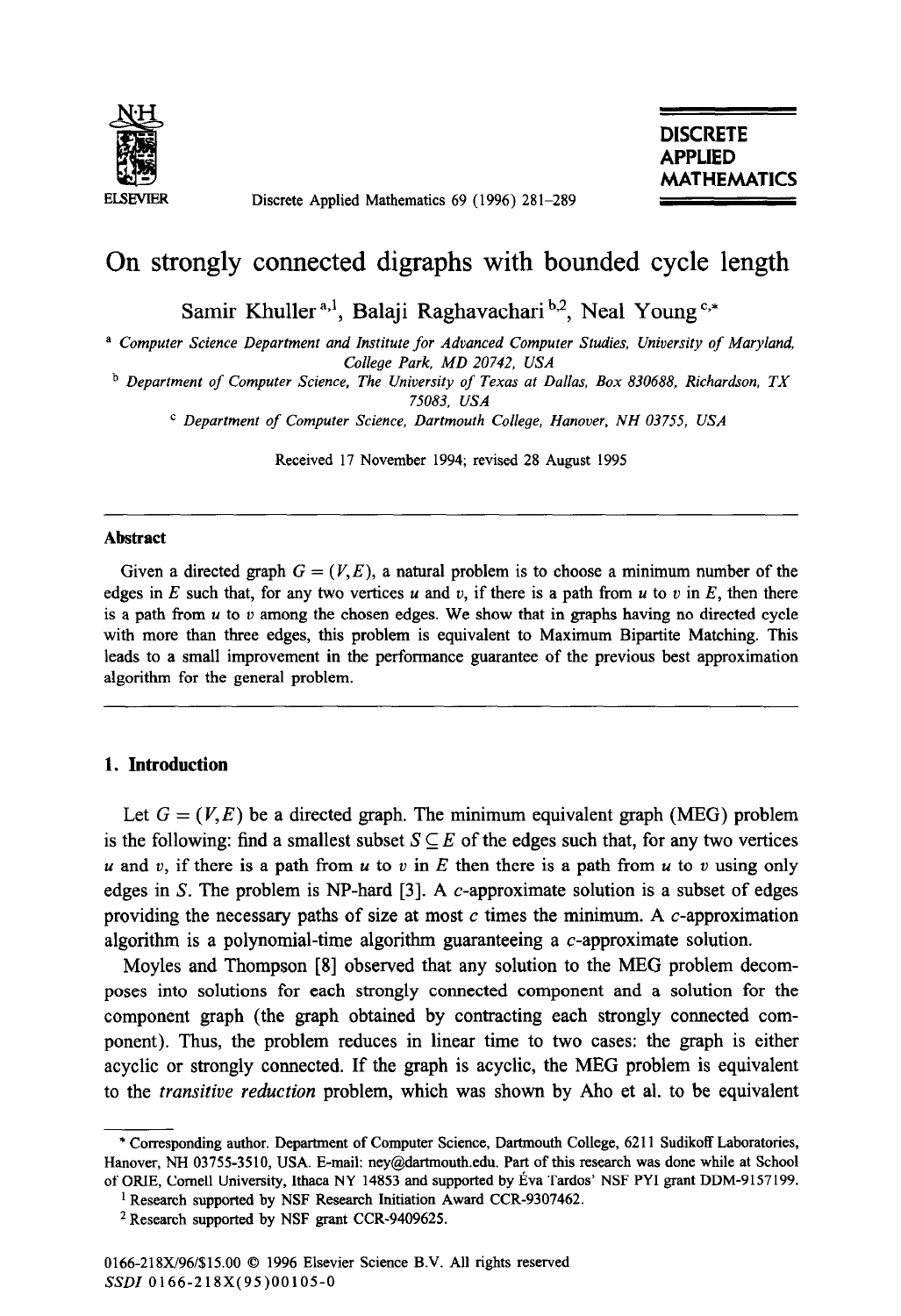# On strongly connected digraphs with bounded cycle length

Samir Khuller [a,1], Balaji Raghavachari [b,2], Neal Young [c,*]

[a] Computer Science Department and Institute for Advanced Computer Studies, University of Maryland, College Park, MD 20742, USA

[b] Department of Computer Science, The University of Texas at Dallas, Box 830688, Richardson, TX 75083, USA

[c] Department of Computer Science, Dartmouth College, Hanover, NH 03755, USA

Received 17 November 1994; revised 28 August 1995

## Abstract

Given a directed graph $G = (V, E)$, a natural problem is to choose a minimum number of the edges in $E$ such that, for any two vertices $u$ and $v$, if there is a path from $u$ to $v$ in $E$, then there is a path from $u$ to $v$ among the chosen edges. We show that in graphs having no directed cycle with more than three edges, this problem is equivalent to Maximum Bipartite Matching. This leads to a small improvement in the performance guarantee of the previous best approximation algorithm for the general problem.

## 1. Introduction

Let $G = (V, E)$ be a directed graph. The minimum equivalent graph (MEG) problem is the following: find a smallest subset $S \subseteq E$ of the edges such that, for any two vertices $u$ and $v$, if there is a path from $u$ to $v$ in $E$ then there is a path from $u$ to $v$ using only edges in $S$. The problem is NP-hard [3]. A $c$-approximate solution is a subset of edges providing the necessary paths of size at most $c$ times the minimum. A $c$-approximation algorithm is a polynomial-time algorithm guaranteeing a $c$-approximate solution.

Moyles and Thompson [8] observed that any solution to the MEG problem decomposes into solutions for each strongly connected component and a solution for the component graph (the graph obtained by contracting each strongly connected component). Thus, the problem reduces in linear time to two cases: the graph is either acyclic or strongly connected. If the graph is acyclic, the MEG problem is equivalent to the *transitive reduction* problem, which was shown by Aho et al. to be equivalent

---

* Corresponding author. Department of Computer Science, Dartmouth College, 6211 Sudikoff Laboratories, Hanover, NH 03755-3510, USA. E-mail: ney@dartmouth.edu. Part of this research was done while at School of ORIE, Cornell University, Ithaca NY 14853 and supported by Éva Tardos' NSF PYI grant DDM-9157199.

[1] Research supported by NSF Research Initiation Award CCR-9307462.

[2] Research supported by NSF grant CCR-9409625.

0166-218X/96/$15.00 © 1996 Elsevier Science B.V. All rights reserved
SSDI 0166-218X(95)00105-0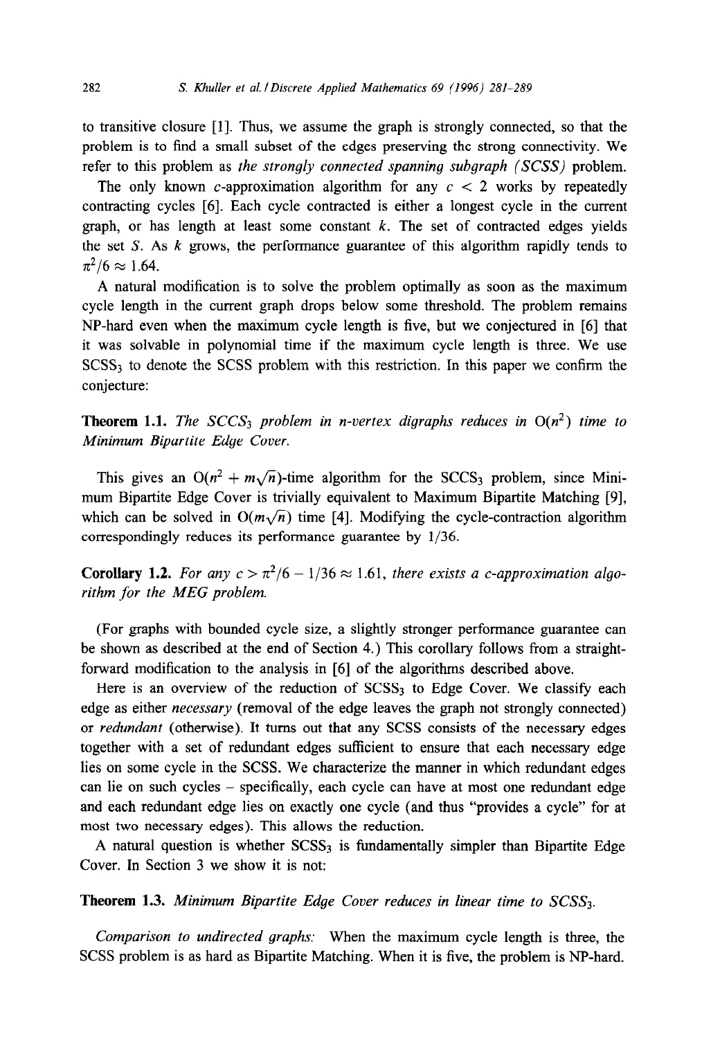to transitive closure [1]. Thus, we assume the graph is strongly connected, so that the problem is to find a small subset of the edges preserving the strong connectivity. We refer to this problem as *the strongly connected spanning subgraph (SCSS)* problem.

The only known $c$-approximation algorithm for any $c < 2$ works by repeatedly contracting cycles [6]. Each cycle contracted is either a longest cycle in the current graph, or has length at least some constant $k$. The set of contracted edges yields the set $S$. As $k$ grows, the performance guarantee of this algorithm rapidly tends to $\pi^2/6 \approx 1.64$.

A natural modification is to solve the problem optimally as soon as the maximum cycle length in the current graph drops below some threshold. The problem remains NP-hard even when the maximum cycle length is five, but we conjectured in [6] that it was solvable in polynomial time if the maximum cycle length is three. We use $\text{SCSS}_3$ to denote the SCSS problem with this restriction. In this paper we confirm the conjecture:

**Theorem 1.1.** *The $\text{SCCS}_3$ problem in $n$-vertex digraphs reduces in $O(n^2)$ time to Minimum Bipartite Edge Cover.*

This gives an $O(n^2 + m\sqrt{n})$-time algorithm for the $\text{SCCS}_3$ problem, since Minimum Bipartite Edge Cover is trivially equivalent to Maximum Bipartite Matching [9], which can be solved in $O(m\sqrt{n})$ time [4]. Modifying the cycle-contraction algorithm correspondingly reduces its performance guarantee by $1/36$.

**Corollary 1.2.** *For any $c > \pi^2/6 - 1/36 \approx 1.61$, there exists a $c$-approximation algorithm for the MEG problem.*

(For graphs with bounded cycle size, a slightly stronger performance guarantee can be shown as described at the end of Section 4.) This corollary follows from a straightforward modification to the analysis in [6] of the algorithms described above.

Here is an overview of the reduction of $\text{SCSS}_3$ to Edge Cover. We classify each edge as either *necessary* (removal of the edge leaves the graph not strongly connected) or *redundant* (otherwise). It turns out that any SCSS consists of the necessary edges together with a set of redundant edges sufficient to ensure that each necessary edge lies on some cycle in the SCSS. We characterize the manner in which redundant edges can lie on such cycles – specifically, each cycle can have at most one redundant edge and each redundant edge lies on exactly one cycle (and thus "provides a cycle" for at most two necessary edges). This allows the reduction.

A natural question is whether $\text{SCSS}_3$ is fundamentally simpler than Bipartite Edge Cover. In Section 3 we show it is not:

**Theorem 1.3.** *Minimum Bipartite Edge Cover reduces in linear time to $\text{SCSS}_3$.*

*Comparison to undirected graphs:* When the maximum cycle length is three, the SCSS problem is as hard as Bipartite Matching. When it is five, the problem is NP-hard.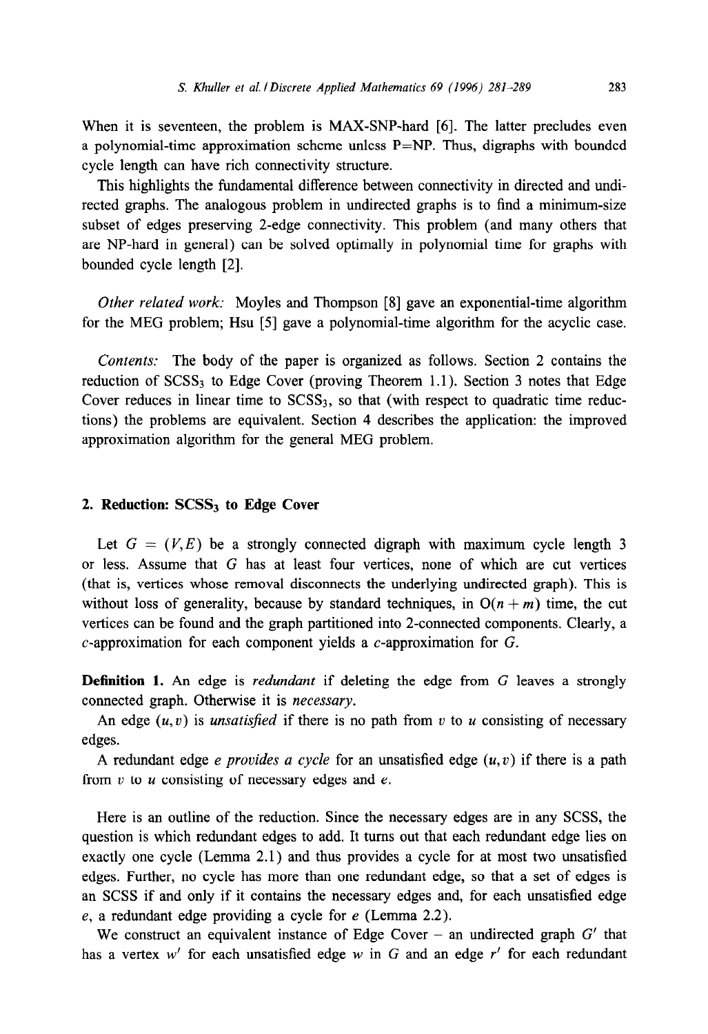When it is seventeen, the problem is MAX-SNP-hard [6]. The latter precludes even a polynomial-time approximation scheme unless P=NP. Thus, digraphs with bounded cycle length can have rich connectivity structure.

This highlights the fundamental difference between connectivity in directed and undirected graphs. The analogous problem in undirected graphs is to find a minimum-size subset of edges preserving 2-edge connectivity. This problem (and many others that are NP-hard in general) can be solved optimally in polynomial time for graphs with bounded cycle length [2].

*Other related work:* Moyles and Thompson [8] gave an exponential-time algorithm for the MEG problem; Hsu [5] gave a polynomial-time algorithm for the acyclic case.

*Contents:* The body of the paper is organized as follows. Section 2 contains the reduction of $SCSS_3$ to Edge Cover (proving Theorem 1.1). Section 3 notes that Edge Cover reduces in linear time to $SCSS_3$, so that (with respect to quadratic time reductions) the problems are equivalent. Section 4 describes the application: the improved approximation algorithm for the general MEG problem.

## 2. Reduction: $SCSS_3$ to Edge Cover

Let $G = (V, E)$ be a strongly connected digraph with maximum cycle length 3 or less. Assume that $G$ has at least four vertices, none of which are cut vertices (that is, vertices whose removal disconnects the underlying undirected graph). This is without loss of generality, because by standard techniques, in $O(n+m)$ time, the cut vertices can be found and the graph partitioned into 2-connected components. Clearly, a $c$-approximation for each component yields a $c$-approximation for $G$.

**Definition 1.** An edge is *redundant* if deleting the edge from $G$ leaves a strongly connected graph. Otherwise it is *necessary*.

An edge $(u, v)$ is *unsatisfied* if there is no path from $v$ to $u$ consisting of necessary edges.

A redundant edge $e$ *provides a cycle* for an unsatisfied edge $(u, v)$ if there is a path from $v$ to $u$ consisting of necessary edges and $e$.

Here is an outline of the reduction. Since the necessary edges are in any SCSS, the question is which redundant edges to add. It turns out that each redundant edge lies on exactly one cycle (Lemma 2.1) and thus provides a cycle for at most two unsatisfied edges. Further, no cycle has more than one redundant edge, so that a set of edges is an SCSS if and only if it contains the necessary edges and, for each unsatisfied edge $e$, a redundant edge providing a cycle for $e$ (Lemma 2.2).

We construct an equivalent instance of Edge Cover – an undirected graph $G'$ that has a vertex $w'$ for each unsatisfied edge $w$ in $G$ and an edge $r'$ for each redundant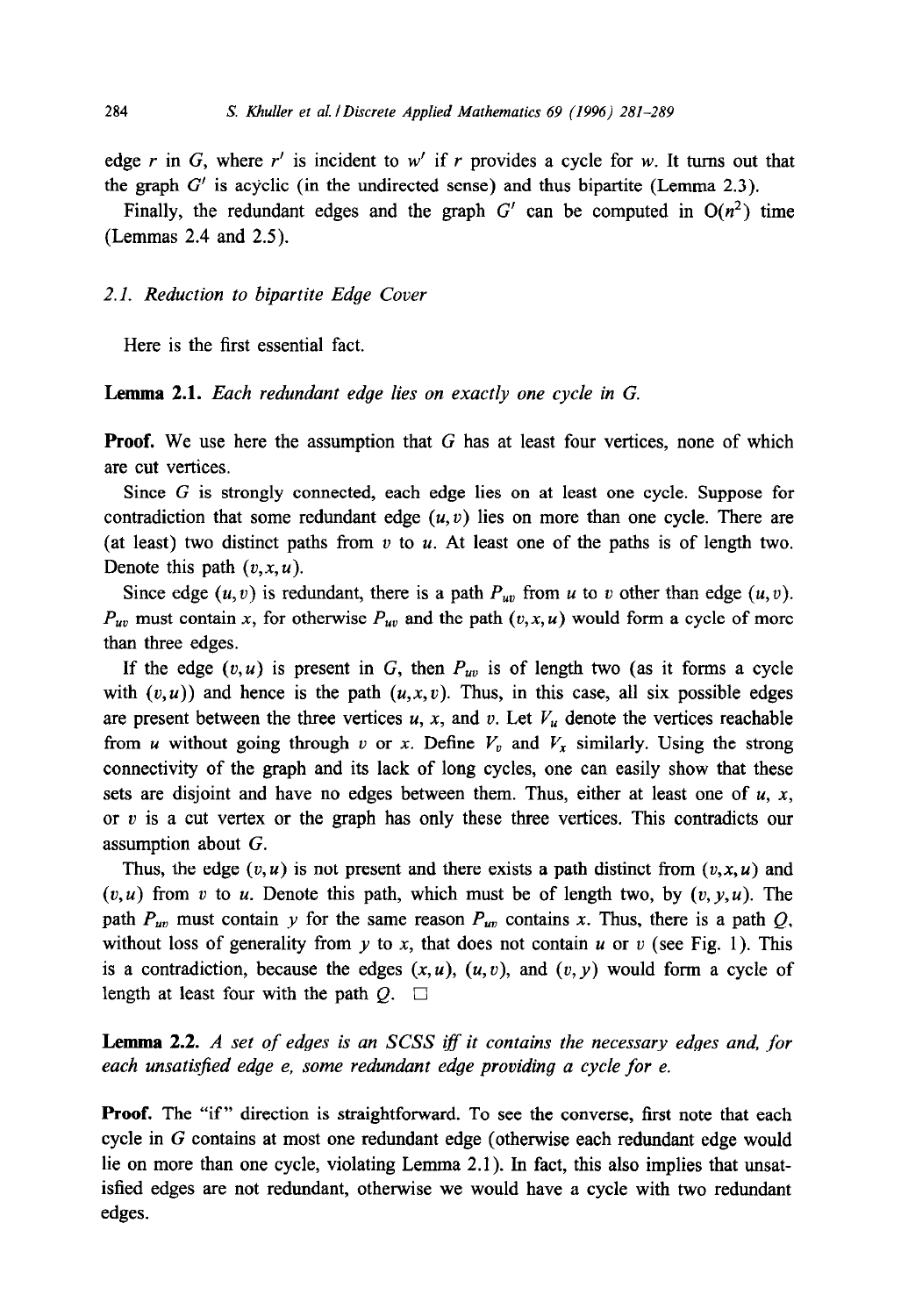edge $r$ in $G$, where $r'$ is incident to $w'$ if $r$ provides a cycle for $w$. It turns out that the graph $G'$ is acyclic (in the undirected sense) and thus bipartite (Lemma 2.3).

Finally, the redundant edges and the graph $G'$ can be computed in $O(n^2)$ time (Lemmas 2.4 and 2.5).

### 2.1. Reduction to bipartite Edge Cover

Here is the first essential fact.

**Lemma 2.1.** *Each redundant edge lies on exactly one cycle in $G$.*

**Proof.** We use here the assumption that $G$ has at least four vertices, none of which are cut vertices.

Since $G$ is strongly connected, each edge lies on at least one cycle. Suppose for contradiction that some redundant edge $(u, v)$ lies on more than one cycle. There are (at least) two distinct paths from $v$ to $u$. At least one of the paths is of length two. Denote this path $(v, x, u)$.

Since edge $(u, v)$ is redundant, there is a path $P_{uv}$ from $u$ to $v$ other than edge $(u, v)$. $P_{uv}$ must contain $x$, for otherwise $P_{uv}$ and the path $(v, x, u)$ would form a cycle of more than three edges.

If the edge $(v, u)$ is present in $G$, then $P_{uv}$ is of length two (as it forms a cycle with $(v, u)$) and hence is the path $(u, x, v)$. Thus, in this case, all six possible edges are present between the three vertices $u$, $x$, and $v$. Let $V_u$ denote the vertices reachable from $u$ without going through $v$ or $x$. Define $V_v$ and $V_x$ similarly. Using the strong connectivity of the graph and its lack of long cycles, one can easily show that these sets are disjoint and have no edges between them. Thus, either at least one of $u$, $x$, or $v$ is a cut vertex or the graph has only these three vertices. This contradicts our assumption about $G$.

Thus, the edge $(v, u)$ is not present and there exists a path distinct from $(v, x, u)$ and $(v, u)$ from $v$ to $u$. Denote this path, which must be of length two, by $(v, y, u)$. The path $P_{uv}$ must contain $y$ for the same reason $P_{uv}$ contains $x$. Thus, there is a path $Q$, without loss of generality from $y$ to $x$, that does not contain $u$ or $v$ (see Fig. 1). This is a contradiction, because the edges $(x, u)$, $(u, v)$, and $(v, y)$ would form a cycle of length at least four with the path $Q$. $\square$

**Lemma 2.2.** *A set of edges is an SCSS iff it contains the necessary edges and, for each unsatisfied edge $e$, some redundant edge providing a cycle for $e$.*

**Proof.** The "if" direction is straightforward. To see the converse, first note that each cycle in $G$ contains at most one redundant edge (otherwise each redundant edge would lie on more than one cycle, violating Lemma 2.1). In fact, this also implies that unsatisfied edges are not redundant, otherwise we would have a cycle with two redundant edges.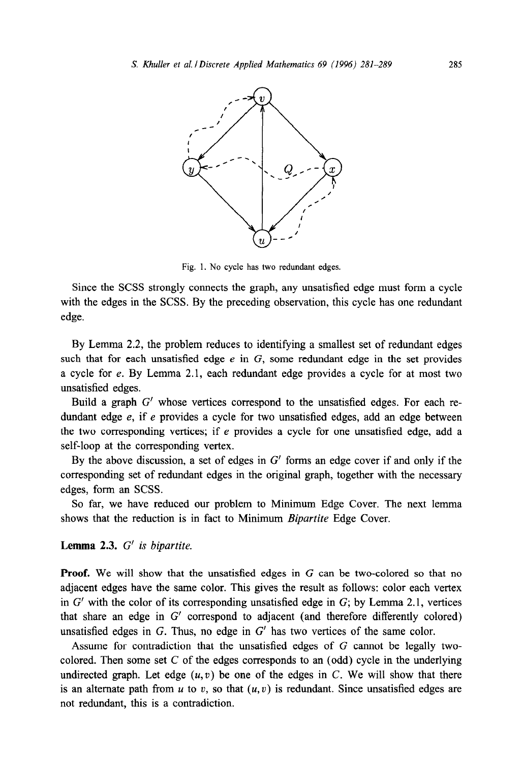Fig. 1. No cycle has two redundant edges.

Since the SCSS strongly connects the graph, any unsatisfied edge must form a cycle with the edges in the SCSS. By the preceding observation, this cycle has one redundant edge.

By Lemma 2.2, the problem reduces to identifying a smallest set of redundant edges such that for each unsatisfied edge $e$ in $G$, some redundant edge in the set provides a cycle for $e$. By Lemma 2.1, each redundant edge provides a cycle for at most two unsatisfied edges.

Build a graph $G'$ whose vertices correspond to the unsatisfied edges. For each redundant edge $e$, if $e$ provides a cycle for two unsatisfied edges, add an edge between the two corresponding vertices; if $e$ provides a cycle for one unsatisfied edge, add a self-loop at the corresponding vertex.

By the above discussion, a set of edges in $G'$ forms an edge cover if and only if the corresponding set of redundant edges in the original graph, together with the necessary edges, form an SCSS.

So far, we have reduced our problem to Minimum Edge Cover. The next lemma shows that the reduction is in fact to Minimum *Bipartite* Edge Cover.

**Lemma 2.3.** *$G'$ is bipartite.*

**Proof.** We will show that the unsatisfied edges in $G$ can be two-colored so that no adjacent edges have the same color. This gives the result as follows: color each vertex in $G'$ with the color of its corresponding unsatisfied edge in $G$; by Lemma 2.1, vertices that share an edge in $G'$ correspond to adjacent (and therefore differently colored) unsatisfied edges in $G$. Thus, no edge in $G'$ has two vertices of the same color.

Assume for contradiction that the unsatisfied edges of $G$ cannot be legally two-colored. Then some set $C$ of the edges corresponds to an (odd) cycle in the underlying undirected graph. Let edge $(u, v)$ be one of the edges in $C$. We will show that there is an alternate path from $u$ to $v$, so that $(u, v)$ is redundant. Since unsatisfied edges are not redundant, this is a contradiction.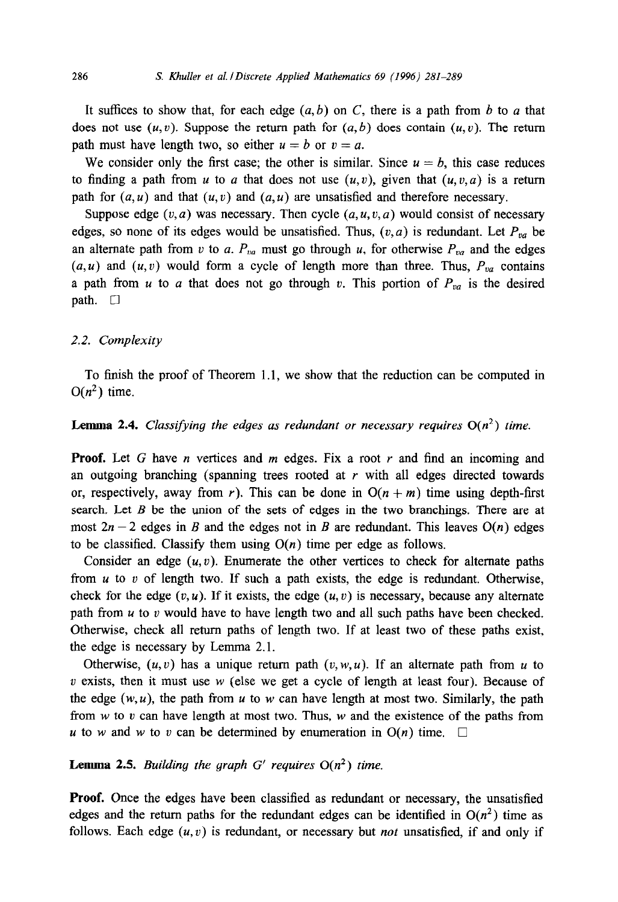It suffices to show that, for each edge $(a, b)$ on $C$, there is a path from $b$ to $a$ that does not use $(u, v)$. Suppose the return path for $(a, b)$ does contain $(u, v)$. The return path must have length two, so either $u = b$ or $v = a$.

We consider only the first case; the other is similar. Since $u = b$, this case reduces to finding a path from $u$ to $a$ that does not use $(u, v)$, given that $(u, v, a)$ is a return path for $(a, u)$ and that $(u, v)$ and $(a, u)$ are unsatisfied and therefore necessary.

Suppose edge $(v, a)$ was necessary. Then cycle $(a, u, v, a)$ would consist of necessary edges, so none of its edges would be unsatisfied. Thus, $(v, a)$ is redundant. Let $P_{va}$ be an alternate path from $v$ to $a$. $P_{va}$ must go through $u$, for otherwise $P_{va}$ and the edges $(a, u)$ and $(u, v)$ would form a cycle of length more than three. Thus, $P_{va}$ contains a path from $u$ to $a$ that does not go through $v$. This portion of $P_{va}$ is the desired path. □

### 2.2. Complexity

To finish the proof of Theorem 1.1, we show that the reduction can be computed in $O(n^2)$ time.

**Lemma 2.4.** *Classifying the edges as redundant or necessary requires* $O(n^2)$ *time.*

**Proof.** Let $G$ have $n$ vertices and $m$ edges. Fix a root $r$ and find an incoming and an outgoing branching (spanning trees rooted at $r$ with all edges directed towards or, respectively, away from $r$). This can be done in $O(n + m)$ time using depth-first search. Let $B$ be the union of the sets of edges in the two branchings. There are at most $2n - 2$ edges in $B$ and the edges not in $B$ are redundant. This leaves $O(n)$ edges to be classified. Classify them using $O(n)$ time per edge as follows.

Consider an edge $(u, v)$. Enumerate the other vertices to check for alternate paths from $u$ to $v$ of length two. If such a path exists, the edge is redundant. Otherwise, check for the edge $(v, u)$. If it exists, the edge $(u, v)$ is necessary, because any alternate path from $u$ to $v$ would have to have length two and all such paths have been checked. Otherwise, check all return paths of length two. If at least two of these paths exist, the edge is necessary by Lemma 2.1.

Otherwise, $(u, v)$ has a unique return path $(v, w, u)$. If an alternate path from $u$ to $v$ exists, then it must use $w$ (else we get a cycle of length at least four). Because of the edge $(w, u)$, the path from $u$ to $w$ can have length at most two. Similarly, the path from $w$ to $v$ can have length at most two. Thus, $w$ and the existence of the paths from $u$ to $w$ and $w$ to $v$ can be determined by enumeration in $O(n)$ time. □

**Lemma 2.5.** *Building the graph* $G'$ *requires* $O(n^2)$ *time.*

**Proof.** Once the edges have been classified as redundant or necessary, the unsatisfied edges and the return paths for the redundant edges can be identified in $O(n^2)$ time as follows. Each edge $(u, v)$ is redundant, or necessary but *not* unsatisfied, if and only if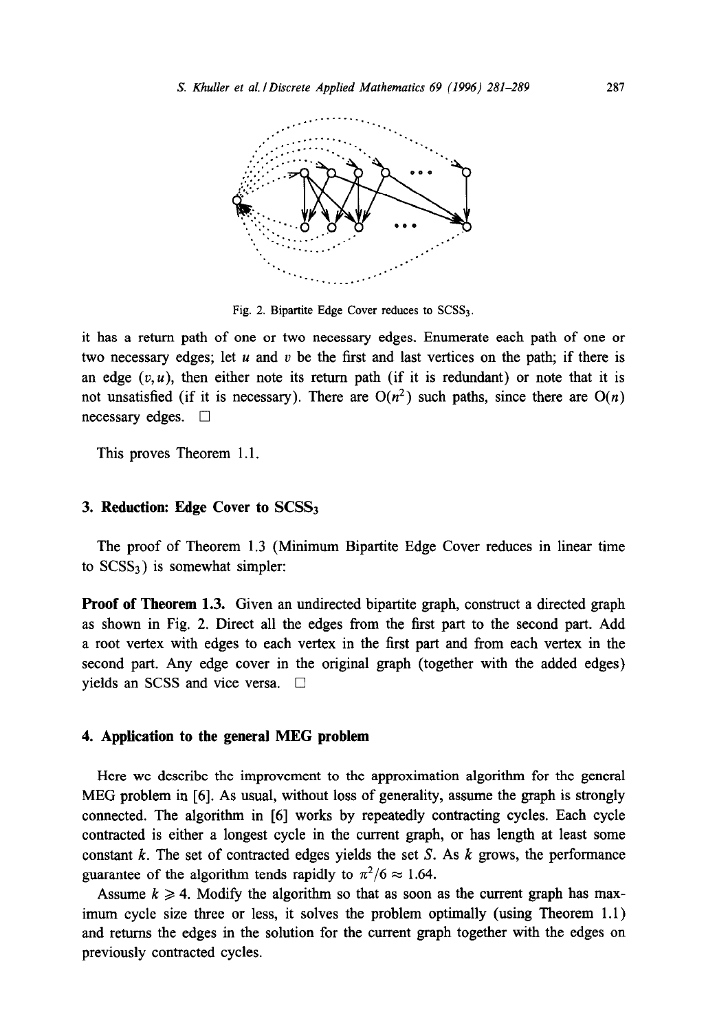Fig. 2. Bipartite Edge Cover reduces to $SCSS_3$.

it has a return path of one or two necessary edges. Enumerate each path of one or two necessary edges; let $u$ and $v$ be the first and last vertices on the path; if there is an edge $(v, u)$, then either note its return path (if it is redundant) or note that it is not unsatisfied (if it is necessary). There are $O(n^2)$ such paths, since there are $O(n)$ necessary edges. $\square$

This proves Theorem 1.1.

## 3. Reduction: Edge Cover to $SCSS_3$

The proof of Theorem 1.3 (Minimum Bipartite Edge Cover reduces in linear time to $SCSS_3$) is somewhat simpler:

**Proof of Theorem 1.3.** Given an undirected bipartite graph, construct a directed graph as shown in Fig. 2. Direct all the edges from the first part to the second part. Add a root vertex with edges to each vertex in the first part and from each vertex in the second part. Any edge cover in the original graph (together with the added edges) yields an SCSS and vice versa. $\square$

## 4. Application to the general MEG problem

Here we describe the improvement to the approximation algorithm for the general MEG problem in [6]. As usual, without loss of generality, assume the graph is strongly connected. The algorithm in [6] works by repeatedly contracting cycles. Each cycle contracted is either a longest cycle in the current graph, or has length at least some constant $k$. The set of contracted edges yields the set $S$. As $k$ grows, the performance guarantee of the algorithm tends rapidly to $\pi^2/6 \approx 1.64$.

Assume $k \geqslant 4$. Modify the algorithm so that as soon as the current graph has maximum cycle size three or less, it solves the problem optimally (using Theorem 1.1) and returns the edges in the solution for the current graph together with the edges on previously contracted cycles.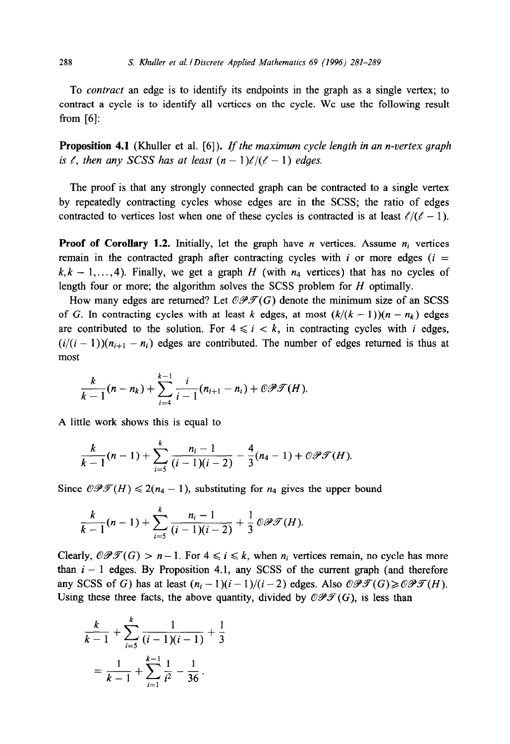To *contract* an edge is to identify its endpoints in the graph as a single vertex; to contract a cycle is to identify all vertices on the cycle. We use the following result from [6]:

**Proposition 4.1** (Khuller et al. [6]). *If the maximum cycle length in an n-vertex graph is $\ell$, then any SCSS has at least $(n-1)\ell/(\ell-1)$ edges.*

The proof is that any strongly connected graph can be contracted to a single vertex by repeatedly contracting cycles whose edges are in the SCSS; the ratio of edges contracted to vertices lost when one of these cycles is contracted is at least $\ell/(\ell-1)$.

**Proof of Corollary 1.2.** Initially, let the graph have $n$ vertices. Assume $n_i$ vertices remain in the contracted graph after contracting cycles with $i$ or more edges ($i = k, k-1, \ldots, 4$). Finally, we get a graph $H$ (with $n_4$ vertices) that has no cycles of length four or more; the algorithm solves the SCSS problem for $H$ optimally.

How many edges are returned? Let $\mathcal{OPT}(G)$ denote the minimum size of an SCSS of $G$. In contracting cycles with at least $k$ edges, at most $(k/(k-1))(n-n_k)$ edges are contributed to the solution. For $4 \leqslant i < k$, in contracting cycles with $i$ edges, $(i/(i-1))(n_{i+1}-n_i)$ edges are contributed. The number of edges returned is thus at most

$$\frac{k}{k-1}(n-n_k) + \sum_{i=4}^{k-1} \frac{i}{i-1}(n_{i+1}-n_i) + \mathcal{OPT}(H).$$

A little work shows this is equal to

$$\frac{k}{k-1}(n-1) + \sum_{i=5}^{k} \frac{n_i - 1}{(i-1)(i-2)} - \frac{4}{3}(n_4 - 1) + \mathcal{OPT}(H).$$

Since $\mathcal{OPT}(H) \leqslant 2(n_4 - 1)$, substituting for $n_4$ gives the upper bound

$$\frac{k}{k-1}(n-1) + \sum_{i=5}^{k} \frac{n_i - 1}{(i-1)(i-2)} + \frac{1}{3}\mathcal{OPT}(H).$$

Clearly, $\mathcal{OPT}(G) > n-1$. For $4 \leqslant i \leqslant k$, when $n_i$ vertices remain, no cycle has more than $i-1$ edges. By Proposition 4.1, any SCSS of the current graph (and therefore any SCSS of $G$) has at least $(n_i - 1)(i-1)/(i-2)$ edges. Also $\mathcal{OPT}(G) \geqslant \mathcal{OPT}(H)$. Using these three facts, the above quantity, divided by $\mathcal{OPT}(G)$, is less than

$$\frac{k}{k-1} + \sum_{i=5}^{k} \frac{1}{(i-1)(i-1)} + \frac{1}{3}$$

$$= \frac{1}{k-1} + \sum_{i=1}^{k-1} \frac{1}{i^2} - \frac{1}{36}.$$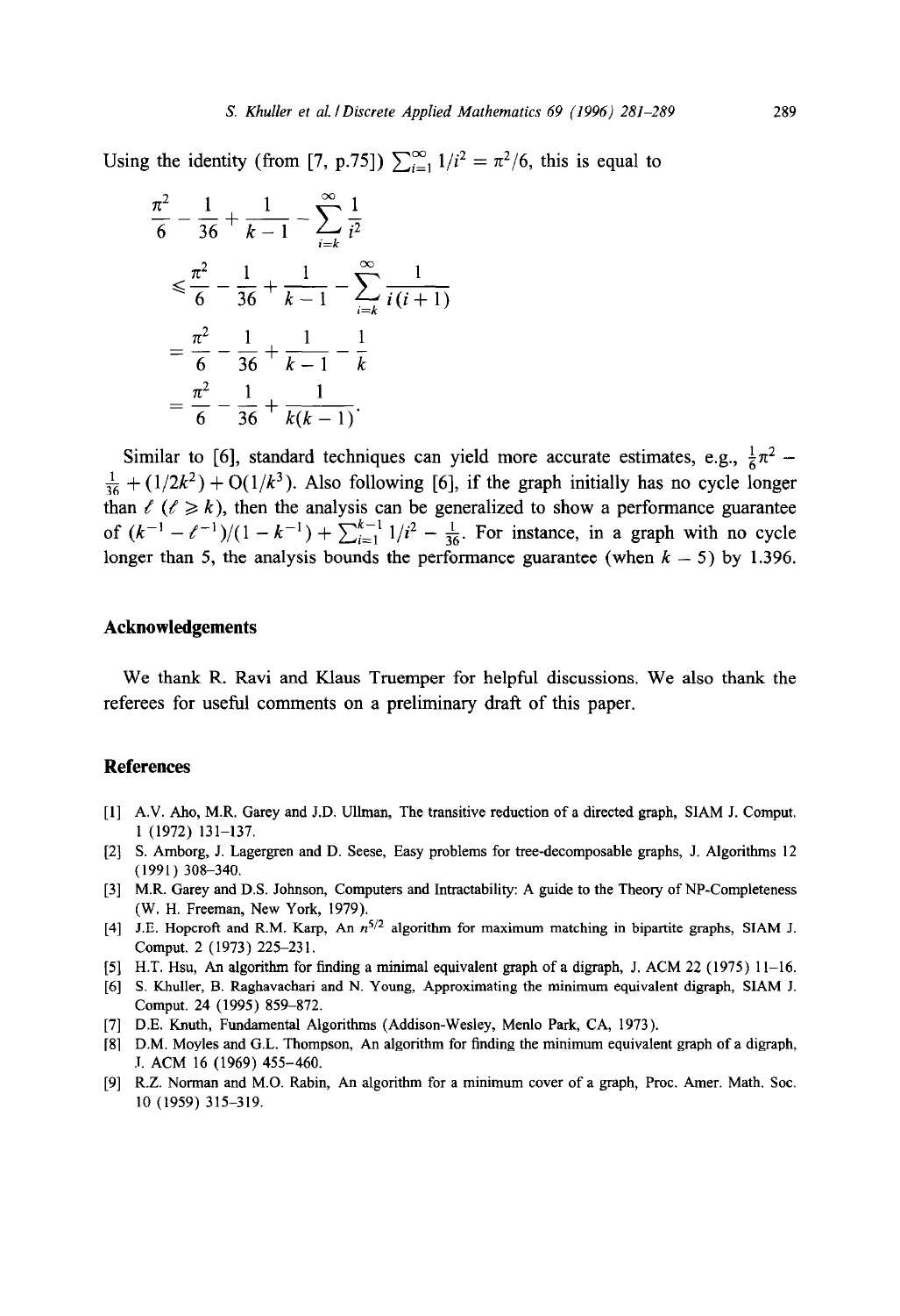Using the identity (from [7, p.75]) $\sum_{i=1}^{\infty} 1/i^2 = \pi^2/6$, this is equal to

$$
\begin{aligned}
&\frac{\pi^2}{6} - \frac{1}{36} + \frac{1}{k-1} - \sum_{i=k}^{\infty} \frac{1}{i^2} \\
&\leqslant \frac{\pi^2}{6} - \frac{1}{36} + \frac{1}{k-1} - \sum_{i=k}^{\infty} \frac{1}{i(i+1)} \\
&= \frac{\pi^2}{6} - \frac{1}{36} + \frac{1}{k-1} - \frac{1}{k} \\
&= \frac{\pi^2}{6} - \frac{1}{36} + \frac{1}{k(k-1)}.
\end{aligned}
$$

Similar to [6], standard techniques can yield more accurate estimates, e.g., $\frac{1}{6}\pi^2 - \frac{1}{36} + (1/2k^2) + \mathrm{O}(1/k^3)$. Also following [6], if the graph initially has no cycle longer than $\ell$ ($\ell \geqslant k$), then the analysis can be generalized to show a performance guarantee of $(k^{-1} - \ell^{-1})/(1 - k^{-1}) + \sum_{i=1}^{k-1} 1/i^2 - \frac{1}{36}$. For instance, in a graph with no cycle longer than 5, the analysis bounds the performance guarantee (when $k = 5$) by 1.396.

## Acknowledgements

We thank R. Ravi and Klaus Truemper for helpful discussions. We also thank the referees for useful comments on a preliminary draft of this paper.

## References

[1] A.V. Aho, M.R. Garey and J.D. Ullman, The transitive reduction of a directed graph, SIAM J. Comput. 1 (1972) 131–137.

[2] S. Arnborg, J. Lagergren and D. Seese, Easy problems for tree-decomposable graphs, J. Algorithms 12 (1991) 308–340.

[3] M.R. Garey and D.S. Johnson, Computers and Intractability: A guide to the Theory of NP-Completeness (W. H. Freeman, New York, 1979).

[4] J.E. Hopcroft and R.M. Karp, An $n^{5/2}$ algorithm for maximum matching in bipartite graphs, SIAM J. Comput. 2 (1973) 225–231.

[5] H.T. Hsu, An algorithm for finding a minimal equivalent graph of a digraph, J. ACM 22 (1975) 11–16.

[6] S. Khuller, B. Raghavachari and N. Young, Approximating the minimum equivalent digraph, SIAM J. Comput. 24 (1995) 859–872.

[7] D.E. Knuth, Fundamental Algorithms (Addison-Wesley, Menlo Park, CA, 1973).

[8] D.M. Moyles and G.L. Thompson, An algorithm for finding the minimum equivalent graph of a digraph, J. ACM 16 (1969) 455–460.

[9] R.Z. Norman and M.O. Rabin, An algorithm for a minimum cover of a graph, Proc. Amer. Math. Soc. 10 (1959) 315–319.